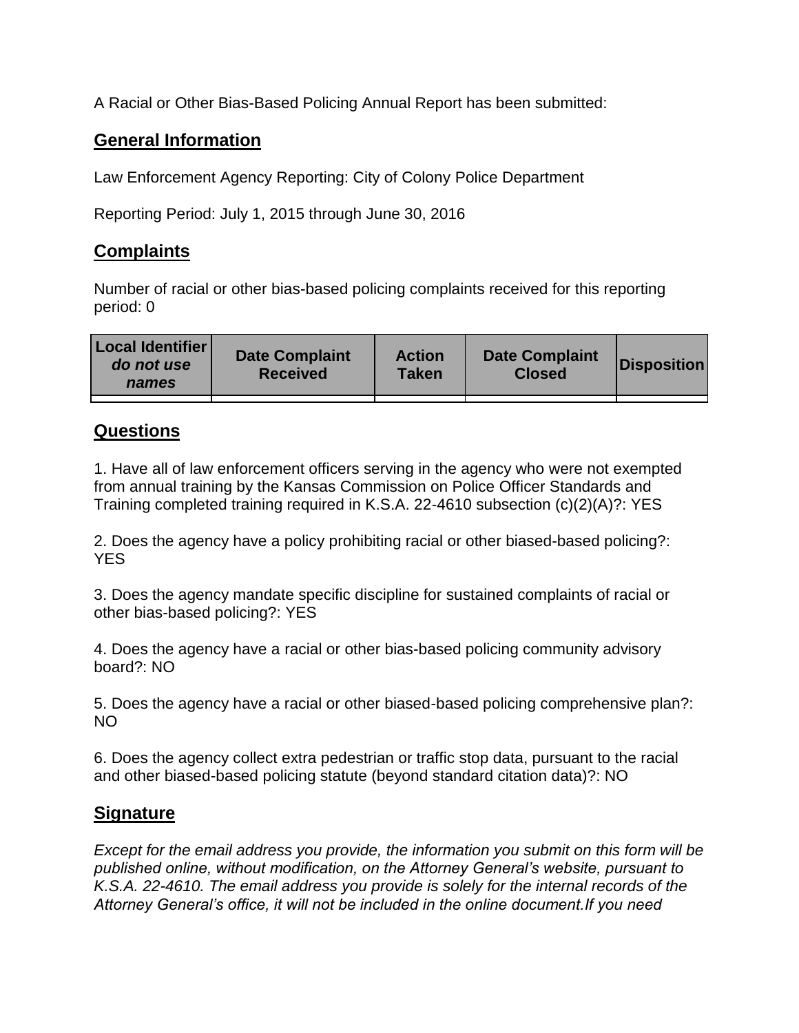A Racial or Other Bias-Based Policing Annual Report has been submitted:

## General Information

Law Enforcement Agency Reporting: City of Colony Police Department

Reporting Period: July 1, 2015 through June 30, 2016

## Complaints

Number of racial or other bias-based policing complaints received for this reporting period: 0

| **Local Identifier** ***do not use names*** | **Date Complaint Received** | **Action Taken** | **Date Complaint Closed** | **Disposition** |
|---|---|---|---|---|
| | | | | |

## Questions

1. Have all of law enforcement officers serving in the agency who were not exempted from annual training by the Kansas Commission on Police Officer Standards and Training completed training required in K.S.A. 22-4610 subsection (c)(2)(A)?: YES

2. Does the agency have a policy prohibiting racial or other biased-based policing?: YES

3. Does the agency mandate specific discipline for sustained complaints of racial or other bias-based policing?: YES

4. Does the agency have a racial or other bias-based policing community advisory board?: NO

5. Does the agency have a racial or other biased-based policing comprehensive plan?: NO

6. Does the agency collect extra pedestrian or traffic stop data, pursuant to the racial and other biased-based policing statute (beyond standard citation data)?: NO

## Signature

*Except for the email address you provide, the information you submit on this form will be published online, without modification, on the Attorney General's website, pursuant to K.S.A. 22-4610. The email address you provide is solely for the internal records of the Attorney General's office, it will not be included in the online document.If you need*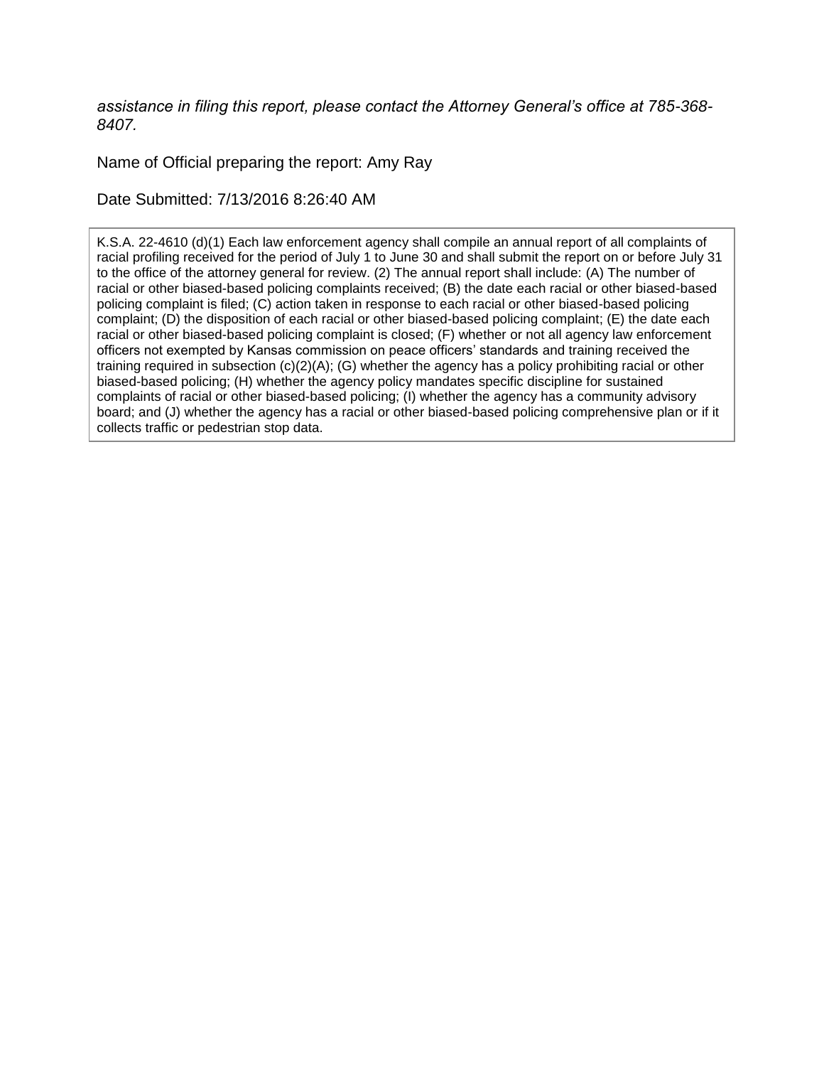*assistance in filing this report, please contact the Attorney General's office at 785-368-8407.*

Name of Official preparing the report: Amy Ray

Date Submitted: 7/13/2016 8:26:40 AM

K.S.A. 22-4610 (d)(1) Each law enforcement agency shall compile an annual report of all complaints of racial profiling received for the period of July 1 to June 30 and shall submit the report on or before July 31 to the office of the attorney general for review. (2) The annual report shall include: (A) The number of racial or other biased-based policing complaints received; (B) the date each racial or other biased-based policing complaint is filed; (C) action taken in response to each racial or other biased-based policing complaint; (D) the disposition of each racial or other biased-based policing complaint; (E) the date each racial or other biased-based policing complaint is closed; (F) whether or not all agency law enforcement officers not exempted by Kansas commission on peace officers' standards and training received the training required in subsection (c)(2)(A); (G) whether the agency has a policy prohibiting racial or other biased-based policing; (H) whether the agency policy mandates specific discipline for sustained complaints of racial or other biased-based policing; (I) whether the agency has a community advisory board; and (J) whether the agency has a racial or other biased-based policing comprehensive plan or if it collects traffic or pedestrian stop data.